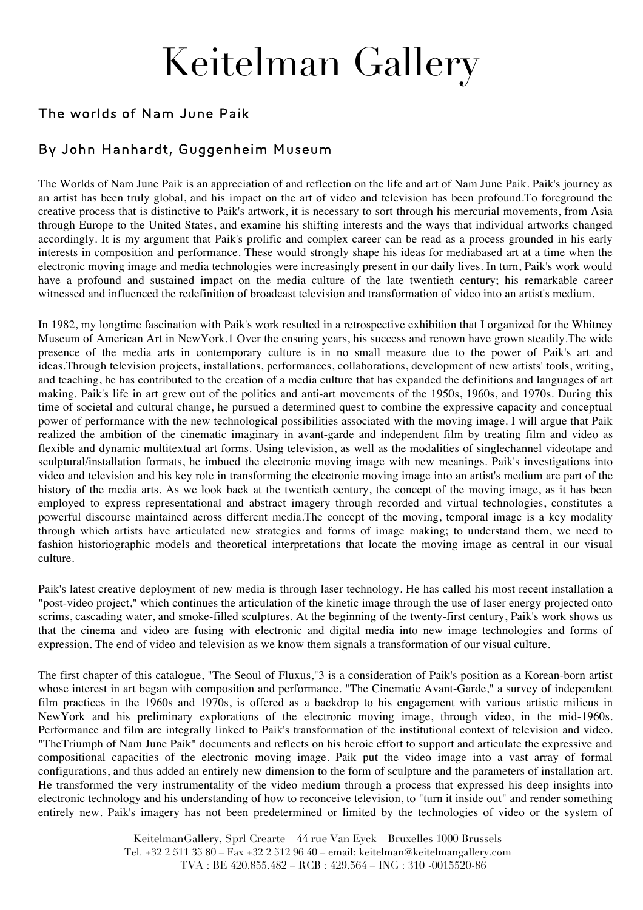# Keitelman Gallery

## The worlds of Nam June Paik

## By John Hanhardt, Guggenheim Museum

The Worlds of Nam June Paik is an appreciation of and reflection on the life and art of Nam June Paik. Paik's journey as an artist has been truly global, and his impact on the art of video and television has been profound.To foreground the creative process that is distinctive to Paik's artwork, it is necessary to sort through his mercurial movements, from Asia through Europe to the United States, and examine his shifting interests and the ways that individual artworks changed accordingly. It is my argument that Paik's prolific and complex career can be read as a process grounded in his early interests in composition and performance. These would strongly shape his ideas for mediabased art at a time when the electronic moving image and media technologies were increasingly present in our daily lives. In turn, Paik's work would have a profound and sustained impact on the media culture of the late twentieth century; his remarkable career witnessed and influenced the redefinition of broadcast television and transformation of video into an artist's medium.

In 1982, my longtime fascination with Paik's work resulted in a retrospective exhibition that I organized for the Whitney Museum of American Art in NewYork.1 Over the ensuing years, his success and renown have grown steadily.The wide presence of the media arts in contemporary culture is in no small measure due to the power of Paik's art and ideas.Through television projects, installations, performances, collaborations, development of new artists' tools, writing, and teaching, he has contributed to the creation of a media culture that has expanded the definitions and languages of art making. Paik's life in art grew out of the politics and anti-art movements of the 1950s, 1960s, and 1970s. During this time of societal and cultural change, he pursued a determined quest to combine the expressive capacity and conceptual power of performance with the new technological possibilities associated with the moving image. I will argue that Paik realized the ambition of the cinematic imaginary in avant-garde and independent film by treating film and video as flexible and dynamic multitextual art forms. Using television, as well as the modalities of singlechannel videotape and sculptural/installation formats, he imbued the electronic moving image with new meanings. Paik's investigations into video and television and his key role in transforming the electronic moving image into an artist's medium are part of the history of the media arts. As we look back at the twentieth century, the concept of the moving image, as it has been employed to express representational and abstract imagery through recorded and virtual technologies, constitutes a powerful discourse maintained across different media.The concept of the moving, temporal image is a key modality through which artists have articulated new strategies and forms of image making; to understand them, we need to fashion historiographic models and theoretical interpretations that locate the moving image as central in our visual culture.

Paik's latest creative deployment of new media is through laser technology. He has called his most recent installation a "post-video project," which continues the articulation of the kinetic image through the use of laser energy projected onto scrims, cascading water, and smoke-filled sculptures. At the beginning of the twenty-first century, Paik's work shows us that the cinema and video are fusing with electronic and digital media into new image technologies and forms of expression. The end of video and television as we know them signals a transformation of our visual culture.

The first chapter of this catalogue, "The Seoul of Fluxus,"3 is a consideration of Paik's position as a Korean-born artist whose interest in art began with composition and performance. "The Cinematic Avant-Garde," a survey of independent film practices in the 1960s and 1970s, is offered as a backdrop to his engagement with various artistic milieus in NewYork and his preliminary explorations of the electronic moving image, through video, in the mid-1960s. Performance and film are integrally linked to Paik's transformation of the institutional context of television and video. "TheTriumph of Nam June Paik" documents and reflects on his heroic effort to support and articulate the expressive and compositional capacities of the electronic moving image. Paik put the video image into a vast array of formal configurations, and thus added an entirely new dimension to the form of sculpture and the parameters of installation art. He transformed the very instrumentality of the video medium through a process that expressed his deep insights into electronic technology and his understanding of how to reconceive television, to "turn it inside out" and render something entirely new. Paik's imagery has not been predetermined or limited by the technologies of video or the system of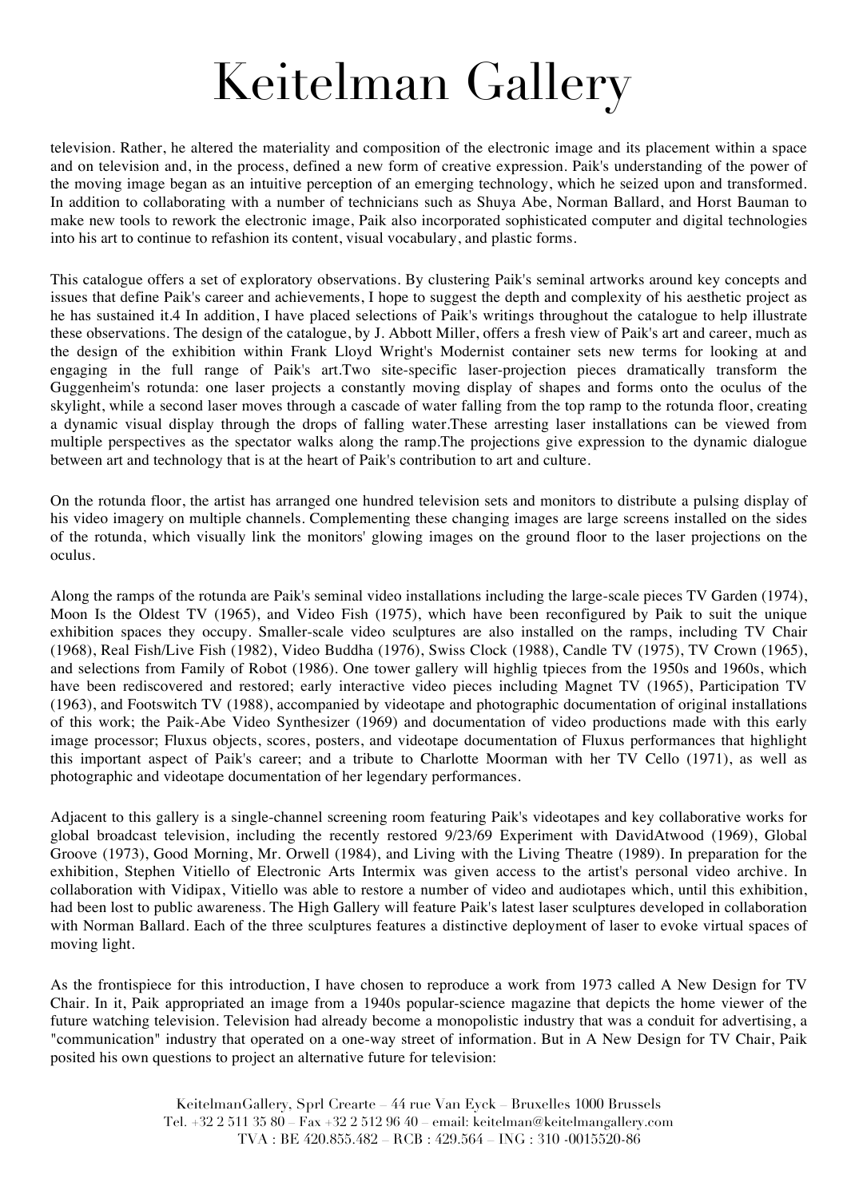television. Rather, he altered the materiality and composition of the electronic image and its placement within a space and on television and, in the process, defined a new form of creative expression. Paik's understanding of the power of the moving image began as an intuitive perception of an emerging technology, which he seized upon and transformed. In addition to collaborating with a number of technicians such as Shuya Abe, Norman Ballard, and Horst Bauman to make new tools to rework the electronic image, Paik also incorporated sophisticated computer and digital technologies into his art to continue to refashion its content, visual vocabulary, and plastic forms.

This catalogue offers a set of exploratory observations. By clustering Paik's seminal artworks around key concepts and issues that define Paik's career and achievements, I hope to suggest the depth and complexity of his aesthetic project as he has sustained it.4 In addition, I have placed selections of Paik's writings throughout the catalogue to help illustrate these observations. The design of the catalogue, by J. Abbott Miller, offers a fresh view of Paik's art and career, much as the design of the exhibition within Frank Lloyd Wright's Modernist container sets new terms for looking at and engaging in the full range of Paik's art.Two site-specific laser-projection pieces dramatically transform the Guggenheim's rotunda: one laser projects a constantly moving display of shapes and forms onto the oculus of the skylight, while a second laser moves through a cascade of water falling from the top ramp to the rotunda floor, creating a dynamic visual display through the drops of falling water.These arresting laser installations can be viewed from multiple perspectives as the spectator walks along the ramp.The projections give expression to the dynamic dialogue between art and technology that is at the heart of Paik's contribution to art and culture.

On the rotunda floor, the artist has arranged one hundred television sets and monitors to distribute a pulsing display of his video imagery on multiple channels. Complementing these changing images are large screens installed on the sides of the rotunda, which visually link the monitors' glowing images on the ground floor to the laser projections on the oculus.

Along the ramps of the rotunda are Paik's seminal video installations including the large-scale pieces TV Garden (1974), Moon Is the Oldest TV (1965), and Video Fish (1975), which have been reconfigured by Paik to suit the unique exhibition spaces they occupy. Smaller-scale video sculptures are also installed on the ramps, including TV Chair (1968), Real Fish/Live Fish (1982), Video Buddha (1976), Swiss Clock (1988), Candle TV (1975), TV Crown (1965), and selections from Family of Robot (1986). One tower gallery will highlig tpieces from the 1950s and 1960s, which have been rediscovered and restored; early interactive video pieces including Magnet TV (1965), Participation TV (1963), and Footswitch TV (1988), accompanied by videotape and photographic documentation of original installations of this work; the Paik-Abe Video Synthesizer (1969) and documentation of video productions made with this early image processor; Fluxus objects, scores, posters, and videotape documentation of Fluxus performances that highlight this important aspect of Paik's career; and a tribute to Charlotte Moorman with her TV Cello (1971), as well as photographic and videotape documentation of her legendary performances.

Adjacent to this gallery is a single-channel screening room featuring Paik's videotapes and key collaborative works for global broadcast television, including the recently restored 9/23/69 Experiment with DavidAtwood (1969), Global Groove (1973), Good Morning, Mr. Orwell (1984), and Living with the Living Theatre (1989). In preparation for the exhibition, Stephen Vitiello of Electronic Arts Intermix was given access to the artist's personal video archive. In collaboration with Vidipax, Vitiello was able to restore a number of video and audiotapes which, until this exhibition, had been lost to public awareness. The High Gallery will feature Paik's latest laser sculptures developed in collaboration with Norman Ballard. Each of the three sculptures features a distinctive deployment of laser to evoke virtual spaces of moving light.

As the frontispiece for this introduction, I have chosen to reproduce a work from 1973 called A New Design for TV Chair. In it, Paik appropriated an image from a 1940s popular-science magazine that depicts the home viewer of the future watching television. Television had already become a monopolistic industry that was a conduit for advertising, a "communication" industry that operated on a one-way street of information. But in A New Design for TV Chair, Paik posited his own questions to project an alternative future for television: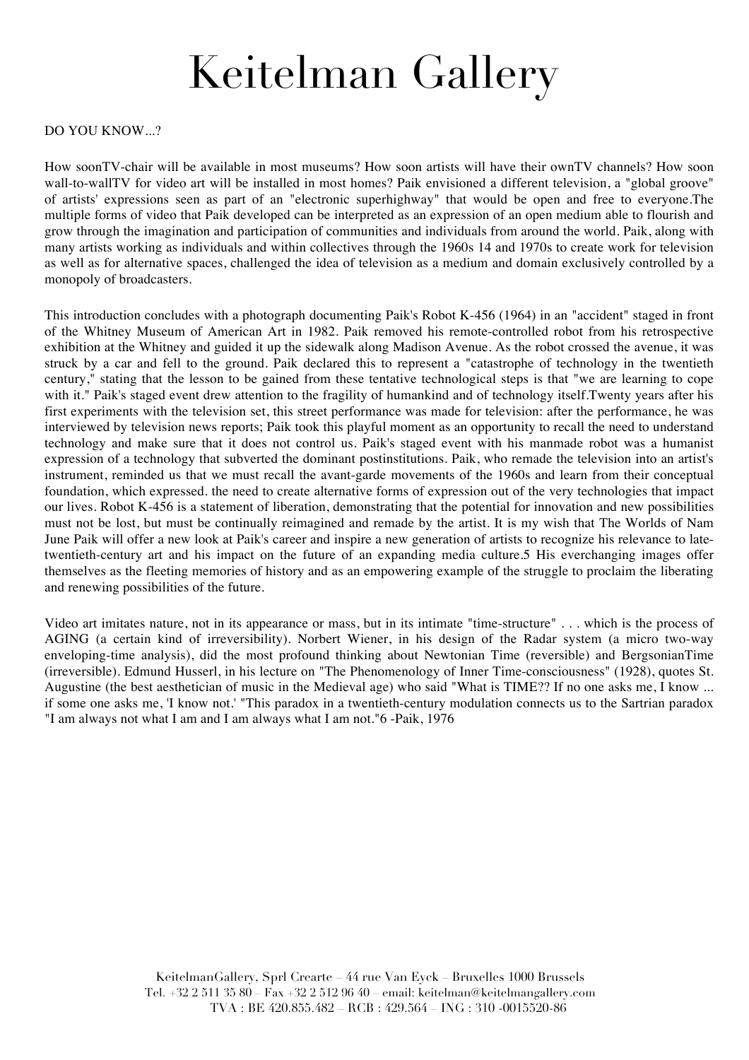# Keitelman Gallery

DO YOU KNOW...?

How soonTV-chair will be available in most museums? How soon artists will have their ownTV channels? How soon wall-to-wallTV for video art will be installed in most homes? Paik envisioned a different television, a "global groove" of artists' expressions seen as part of an "electronic superhighway" that would be open and free to everyone.The multiple forms of video that Paik developed can be interpreted as an expression of an open medium able to flourish and grow through the imagination and participation of communities and individuals from around the world. Paik, along with many artists working as individuals and within collectives through the 1960s 14 and 1970s to create work for television as well as for alternative spaces, challenged the idea of television as a medium and domain exclusively controlled by a monopoly of broadcasters.

This introduction concludes with a photograph documenting Paik's Robot K-456 (1964) in an "accident" staged in front of the Whitney Museum of American Art in 1982. Paik removed his remote-controlled robot from his retrospective exhibition at the Whitney and guided it up the sidewalk along Madison Avenue. As the robot crossed the avenue, it was struck by a car and fell to the ground. Paik declared this to represent a "catastrophe of technology in the twentieth century," stating that the lesson to be gained from these tentative technological steps is that "we are learning to cope with it." Paik's staged event drew attention to the fragility of humankind and of technology itself.Twenty years after his first experiments with the television set, this street performance was made for television: after the performance, he was interviewed by television news reports; Paik took this playful moment as an opportunity to recall the need to understand technology and make sure that it does not control us. Paik's staged event with his manmade robot was a humanist expression of a technology that subverted the dominant postinstitutions. Paik, who remade the television into an artist's instrument, reminded us that we must recall the avant-garde movements of the 1960s and learn from their conceptual foundation, which expressed. the need to create alternative forms of expression out of the very technologies that impact our lives. Robot K-456 is a statement of liberation, demonstrating that the potential for innovation and new possibilities must not be lost, but must be continually reimagined and remade by the artist. It is my wish that The Worlds of Nam June Paik will offer a new look at Paik's career and inspire a new generation of artists to recognize his relevance to late-twentieth-century art and his impact on the future of an expanding media culture.5 His everchanging images offer themselves as the fleeting memories of history and as an empowering example of the struggle to proclaim the liberating and renewing possibilities of the future.

Video art imitates nature, not in its appearance or mass, but in its intimate "time-structure" . . . which is the process of AGING (a certain kind of irreversibility). Norbert Wiener, in his design of the Radar system (a micro two-way enveloping-time analysis), did the most profound thinking about Newtonian Time (reversible) and BergsonianTime (irreversible). Edmund Husserl, in his lecture on "The Phenomenology of Inner Time-consciousness" (1928), quotes St. Augustine (the best aesthetician of music in the Medieval age) who said "What is TIME?? If no one asks me, I know ... if some one asks me, 'I know not.' "This paradox in a twentieth-century modulation connects us to the Sartrian paradox "I am always not what I am and I am always what I am not."6 -Paik, 1976

KeitelmanGallery, Sprl Crearte – 44 rue Van Eyck – Bruxelles 1000 Brussels
Tel. +32 2 511 35 80 – Fax +32 2 512 96 40 – email: keitelman@keitelmangallery.com
TVA : BE 420.855.482 – RCB : 429.564 – ING : 310 -0015520-86